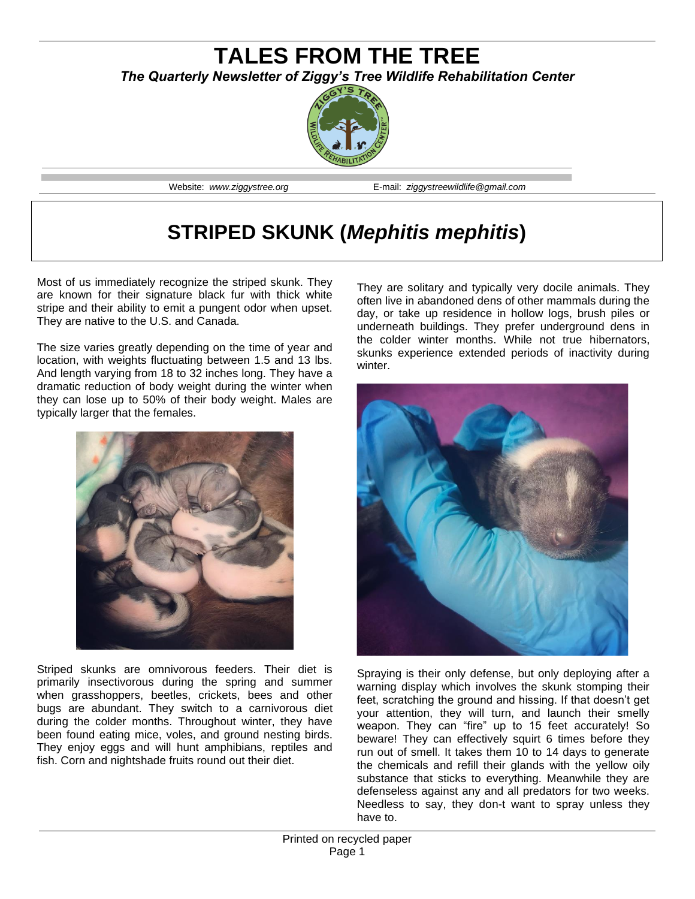# TALES FROM THE TREE

***The Quarterly Newsletter of Ziggy's Tree Wildlife Rehabilitation Center***

Website: *www.ziggystree.org* E-mail: *ziggystreewildlife@gmail.com*

## STRIPED SKUNK (*Mephitis mephitis*)

Most of us immediately recognize the striped skunk. They are known for their signature black fur with thick white stripe and their ability to emit a pungent odor when upset. They are native to the U.S. and Canada.

The size varies greatly depending on the time of year and location, with weights fluctuating between 1.5 and 13 lbs. And length varying from 18 to 32 inches long. They have a dramatic reduction of body weight during the winter when they can lose up to 50% of their body weight. Males are typically larger that the females.

Striped skunks are omnivorous feeders. Their diet is primarily insectivorous during the spring and summer when grasshoppers, beetles, crickets, bees and other bugs are abundant. They switch to a carnivorous diet during the colder months. Throughout winter, they have been found eating mice, voles, and ground nesting birds. They enjoy eggs and will hunt amphibians, reptiles and fish. Corn and nightshade fruits round out their diet.

They are solitary and typically very docile animals. They often live in abandoned dens of other mammals during the day, or take up residence in hollow logs, brush piles or underneath buildings. They prefer underground dens in the colder winter months. While not true hibernators, skunks experience extended periods of inactivity during winter.

Spraying is their only defense, but only deploying after a warning display which involves the skunk stomping their feet, scratching the ground and hissing. If that doesn't get your attention, they will turn, and launch their smelly weapon. They can "fire" up to 15 feet accurately! So beware! They can effectively squirt 6 times before they run out of smell. It takes them 10 to 14 days to generate the chemicals and refill their glands with the yellow oily substance that sticks to everything. Meanwhile they are defenseless against any and all predators for two weeks. Needless to say, they don-t want to spray unless they have to.

Printed on recycled paper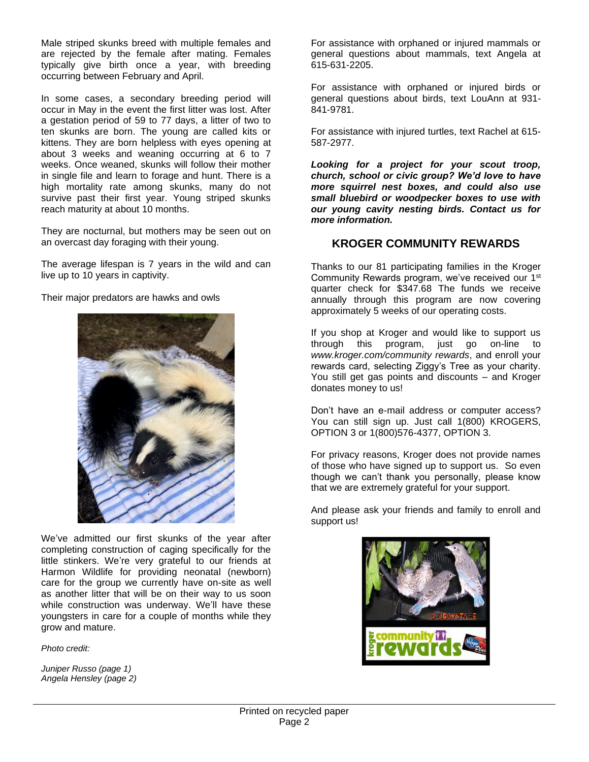Male striped skunks breed with multiple females and are rejected by the female after mating. Females typically give birth once a year, with breeding occurring between February and April.

In some cases, a secondary breeding period will occur in May in the event the first litter was lost. After a gestation period of 59 to 77 days, a litter of two to ten skunks are born. The young are called kits or kittens. They are born helpless with eyes opening at about 3 weeks and weaning occurring at 6 to 7 weeks. Once weaned, skunks will follow their mother in single file and learn to forage and hunt. There is a high mortality rate among skunks, many do not survive past their first year. Young striped skunks reach maturity at about 10 months.

They are nocturnal, but mothers may be seen out on an overcast day foraging with their young.

The average lifespan is 7 years in the wild and can live up to 10 years in captivity.

Their major predators are hawks and owls

We've admitted our first skunks of the year after completing construction of caging specifically for the little stinkers. We're very grateful to our friends at Harmon Wildlife for providing neonatal (newborn) care for the group we currently have on-site as well as another litter that will be on their way to us soon while construction was underway. We'll have these youngsters in care for a couple of months while they grow and mature.

*Photo credit:*

*Juniper Russo (page 1)*
*Angela Hensley (page 2)*

For assistance with orphaned or injured mammals or general questions about mammals, text Angela at 615-631-2205.

For assistance with orphaned or injured birds or general questions about birds, text LouAnn at 931-841-9781.

For assistance with injured turtles, text Rachel at 615-587-2977.

***Looking for a project for your scout troop, church, school or civic group? We'd love to have more squirrel nest boxes, and could also use small bluebird or woodpecker boxes to use with our young cavity nesting birds. Contact us for more information.***

## KROGER COMMUNITY REWARDS

Thanks to our 81 participating families in the Kroger Community Rewards program, we've received our 1st quarter check for $347.68 The funds we receive annually through this program are now covering approximately 5 weeks of our operating costs.

If you shop at Kroger and would like to support us through this program, just go on-line to *www.kroger.com/community rewards*, and enroll your rewards card, selecting Ziggy's Tree as your charity. You still get gas points and discounts – and Kroger donates money to us!

Don't have an e-mail address or computer access? You can still sign up. Just call 1(800) KROGERS, OPTION 3 or 1(800)576-4377, OPTION 3.

For privacy reasons, Kroger does not provide names of those who have signed up to support us. So even though we can't thank you personally, please know that we are extremely grateful for your support.

And please ask your friends and family to enroll and support us!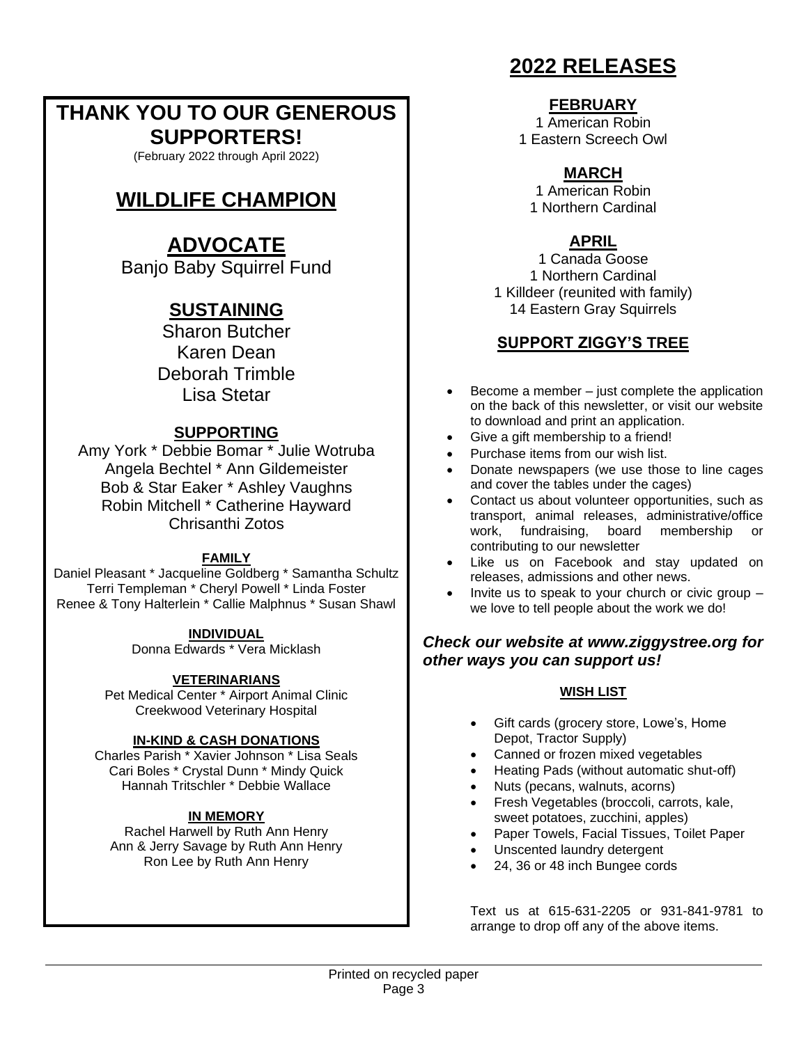## THANK YOU TO OUR GENEROUS SUPPORTERS!

(February 2022 through April 2022)

### WILDLIFE CHAMPION

### ADVOCATE

Banjo Baby Squirrel Fund

### SUSTAINING

Sharon Butcher
Karen Dean
Deborah Trimble
Lisa Stetar

### SUPPORTING

Amy York * Debbie Bomar * Julie Wotruba
Angela Bechtel * Ann Gildemeister
Bob & Star Eaker * Ashley Vaughns
Robin Mitchell * Catherine Hayward
Chrisanthi Zotos

#### FAMILY

Daniel Pleasant * Jacqueline Goldberg * Samantha Schultz
Terri Templeman * Cheryl Powell * Linda Foster
Renee & Tony Halterlein * Callie Malphnus * Susan Shawl

#### INDIVIDUAL

Donna Edwards * Vera Micklash

#### VETERINARIANS

Pet Medical Center * Airport Animal Clinic
Creekwood Veterinary Hospital

#### IN-KIND & CASH DONATIONS

Charles Parish * Xavier Johnson * Lisa Seals
Cari Boles * Crystal Dunn * Mindy Quick
Hannah Tritschler * Debbie Wallace

#### IN MEMORY

Rachel Harwell by Ruth Ann Henry
Ann & Jerry Savage by Ruth Ann Henry
Ron Lee by Ruth Ann Henry

## 2022 RELEASES

### FEBRUARY

1 American Robin
1 Eastern Screech Owl

### MARCH

1 American Robin
1 Northern Cardinal

### APRIL

1 Canada Goose
1 Northern Cardinal
1 Killdeer (reunited with family)
14 Eastern Gray Squirrels

### SUPPORT ZIGGY'S TREE

- Become a member – just complete the application on the back of this newsletter, or visit our website to download and print an application.
- Give a gift membership to a friend!
- Purchase items from our wish list.
- Donate newspapers (we use those to line cages and cover the tables under the cages)
- Contact us about volunteer opportunities, such as transport, animal releases, administrative/office work, fundraising, board membership or contributing to our newsletter
- Like us on Facebook and stay updated on releases, admissions and other news.
- Invite us to speak to your church or civic group – we love to tell people about the work we do!

***Check our website at www.ziggystree.org for other ways you can support us!***

#### WISH LIST

- Gift cards (grocery store, Lowe's, Home Depot, Tractor Supply)
- Canned or frozen mixed vegetables
- Heating Pads (without automatic shut-off)
- Nuts (pecans, walnuts, acorns)
- Fresh Vegetables (broccoli, carrots, kale, sweet potatoes, zucchini, apples)
- Paper Towels, Facial Tissues, Toilet Paper
- Unscented laundry detergent
- 24, 36 or 48 inch Bungee cords

Text us at 615-631-2205 or 931-841-9781 to arrange to drop off any of the above items.

Printed on recycled paper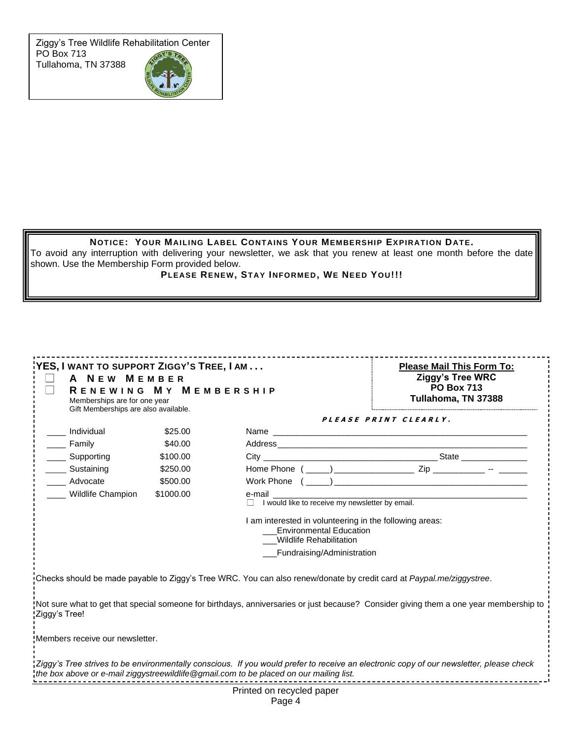Ziggy's Tree Wildlife Rehabilitation Center
PO Box 713
Tullahoma, TN 37388

**NOTICE: YOUR MAILING LABEL CONTAINS YOUR MEMBERSHIP EXPIRATION DATE.**
To avoid any interruption with delivering your newsletter, we ask that you renew at least one month before the date shown. Use the Membership Form provided below.

**PLEASE RENEW, STAY INFORMED, WE NEED YOU!!!**

---

**YES, I WANT TO SUPPORT ZIGGY'S TREE, I AM . . .**

- ☐ **A NEW MEMBER**
- ☐ **RENEWING MY MEMBERSHIP**

Memberships are for one year
Gift Memberships are also available.

**Please Mail This Form To:**
**Ziggy's Tree WRC**
**PO Box 713**
**Tullahoma, TN 37388**

***PLEASE PRINT CLEARLY.***

| | | |
|---|---|---|
| ____ | Individual | $25.00 |
| ____ | Family | $40.00 |
| ____ | Supporting | $100.00 |
| ____ | Sustaining | $250.00 |
| ____ | Advocate | $500.00 |
| ____ | Wildlife Champion | $1000.00 |

Name ____________________________________________

Address __________________________________________

City ______________________________ State ____________

Home Phone ( _____) ________________ Zip __________ -- ______

Work Phone ( _____) ______________________________________

e-mail ____________________________________________

☐ I would like to receive my newsletter by email.

I am interested in volunteering in the following areas:

___Environmental Education
___Wildlife Rehabilitation
___Fundraising/Administration

Checks should be made payable to Ziggy's Tree WRC. You can also renew/donate by credit card at *Paypal.me/ziggystree*.

Not sure what to get that special someone for birthdays, anniversaries or just because? Consider giving them a one year membership to Ziggy's Tree!

Members receive our newsletter.

*Ziggy's Tree strives to be environmentally conscious. If you would prefer to receive an electronic copy of our newsletter, please check the box above or e-mail ziggystreewildlife@gmail.com to be placed on our mailing list.*

Printed on recycled paper